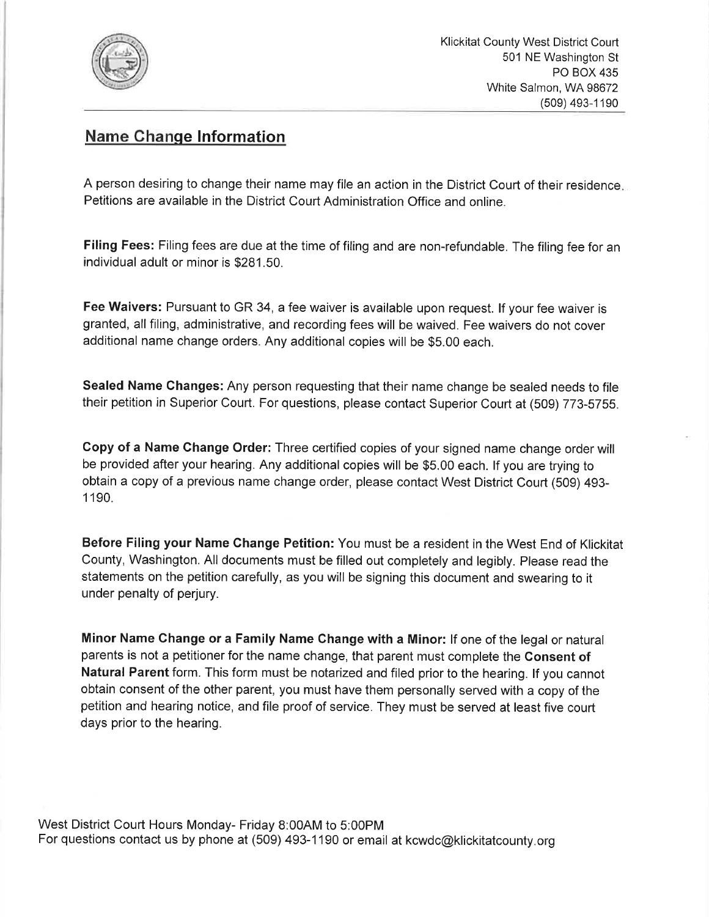Klickitat County West District Court
501 NE Washington St
PO BOX 435
White Salmon, WA 98672
(509) 493-1190

## Name Change Information

A person desiring to change their name may file an action in the District Court of their residence. Petitions are available in the District Court Administration Office and online.

**Filing Fees:** Filing fees are due at the time of filing and are non-refundable. The filing fee for an individual adult or minor is $281.50.

**Fee Waivers:** Pursuant to GR 34, a fee waiver is available upon request. If your fee waiver is granted, all filing, administrative, and recording fees will be waived. Fee waivers do not cover additional name change orders. Any additional copies will be $5.00 each.

**Sealed Name Changes:** Any person requesting that their name change be sealed needs to file their petition in Superior Court. For questions, please contact Superior Court at (509) 773-5755.

**Copy of a Name Change Order:** Three certified copies of your signed name change order will be provided after your hearing. Any additional copies will be $5.00 each. If you are trying to obtain a copy of a previous name change order, please contact West District Court (509) 493-1190.

**Before Filing your Name Change Petition:** You must be a resident in the West End of Klickitat County, Washington. All documents must be filled out completely and legibly. Please read the statements on the petition carefully, as you will be signing this document and swearing to it under penalty of perjury.

**Minor Name Change or a Family Name Change with a Minor:** If one of the legal or natural parents is not a petitioner for the name change, that parent must complete the **Consent of Natural Parent** form. This form must be notarized and filed prior to the hearing. If you cannot obtain consent of the other parent, you must have them personally served with a copy of the petition and hearing notice, and file proof of service. They must be served at least five court days prior to the hearing.

West District Court Hours Monday- Friday 8:00AM to 5:00PM
For questions contact us by phone at (509) 493-1190 or email at kcwdc@klickitatcounty.org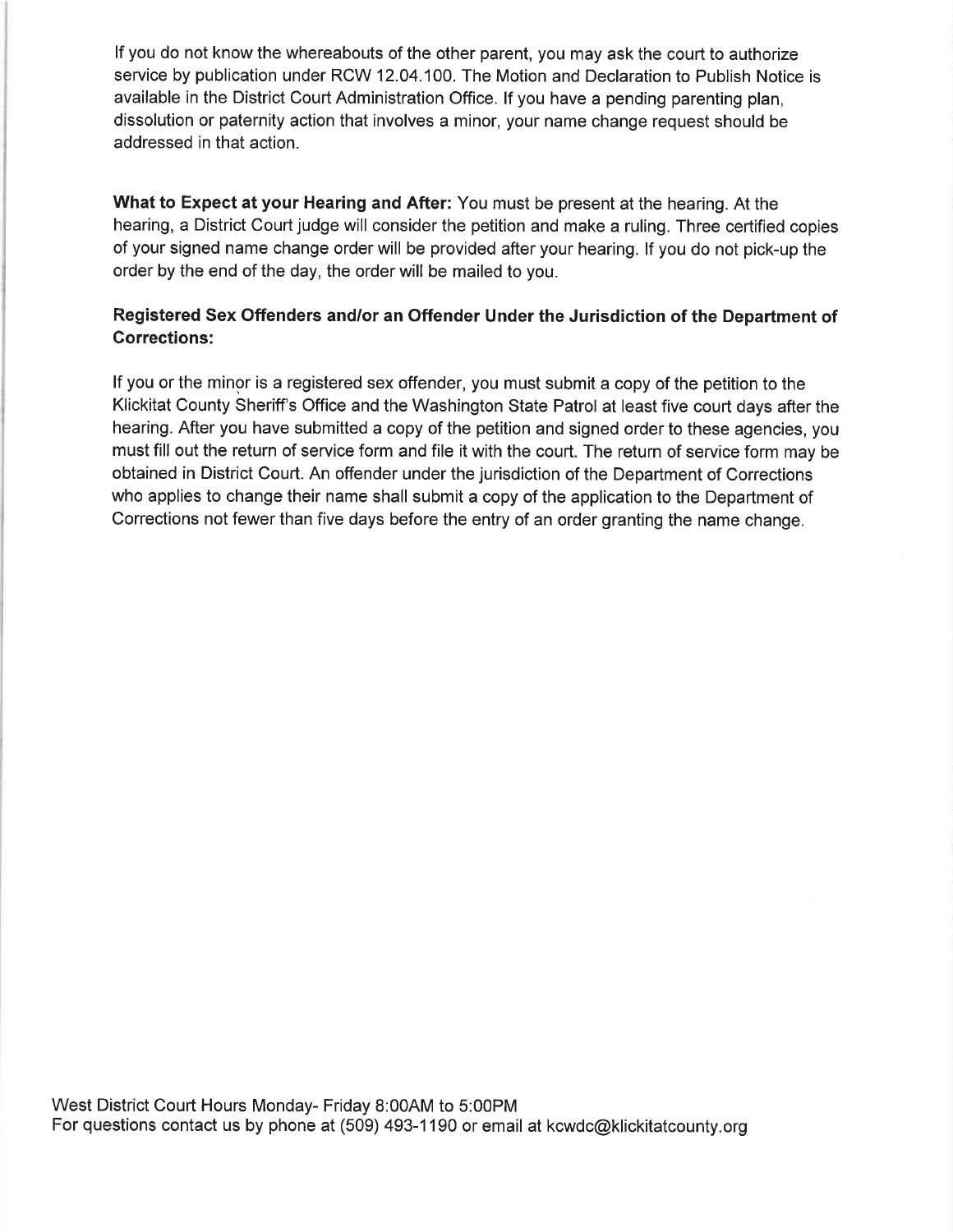If you do not know the whereabouts of the other parent, you may ask the court to authorize service by publication under RCW 12.04.100. The Motion and Declaration to Publish Notice is available in the District Court Administration Office. If you have a pending parenting plan, dissolution or paternity action that involves a minor, your name change request should be addressed in that action.

**What to Expect at your Hearing and After:** You must be present at the hearing. At the hearing, a District Court judge will consider the petition and make a ruling. Three certified copies of your signed name change order will be provided after your hearing. If you do not pick-up the order by the end of the day, the order will be mailed to you.

**Registered Sex Offenders and/or an Offender Under the Jurisdiction of the Department of Corrections:**

If you or the minor is a registered sex offender, you must submit a copy of the petition to the Klickitat County Sheriff's Office and the Washington State Patrol at least five court days after the hearing. After you have submitted a copy of the petition and signed order to these agencies, you must fill out the return of service form and file it with the court. The return of service form may be obtained in District Court. An offender under the jurisdiction of the Department of Corrections who applies to change their name shall submit a copy of the application to the Department of Corrections not fewer than five days before the entry of an order granting the name change.

West District Court Hours Monday- Friday 8:00AM to 5:00PM
For questions contact us by phone at (509) 493-1190 or email at kcwdc@klickitatcounty.org